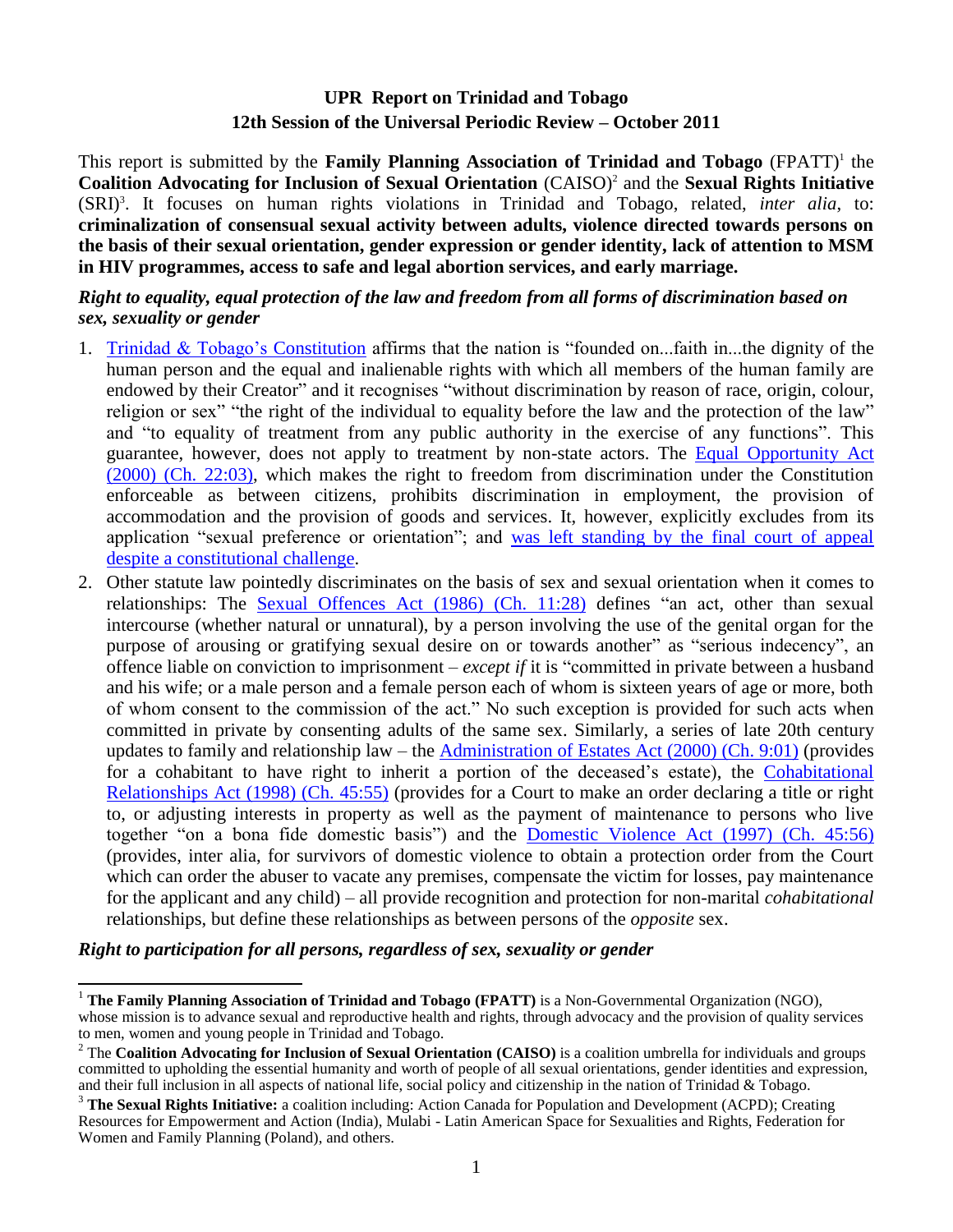## UPR Report on Trinidad and Tobago
## 12th Session of the Universal Periodic Review – October 2011

This report is submitted by the **Family Planning Association of Trinidad and Tobago** (FPATT)[1] the **Coalition Advocating for Inclusion of Sexual Orientation** (CAISO)[2] and the **Sexual Rights Initiative** (SRI)[3]. It focuses on human rights violations in Trinidad and Tobago, related, *inter alia*, to: **criminalization of consensual sexual activity between adults, violence directed towards persons on the basis of their sexual orientation, gender expression or gender identity, lack of attention to MSM in HIV programmes, access to safe and legal abortion services, and early marriage.**

### *Right to equality, equal protection of the law and freedom from all forms of discrimination based on sex, sexuality or gender*

1. Trinidad & Tobago's Constitution affirms that the nation is "founded on...faith in...the dignity of the human person and the equal and inalienable rights with which all members of the human family are endowed by their Creator" and it recognises "without discrimination by reason of race, origin, colour, religion or sex" "the right of the individual to equality before the law and the protection of the law" and "to equality of treatment from any public authority in the exercise of any functions". This guarantee, however, does not apply to treatment by non-state actors. The Equal Opportunity Act (2000) (Ch. 22:03), which makes the right to freedom from discrimination under the Constitution enforceable as between citizens, prohibits discrimination in employment, the provision of accommodation and the provision of goods and services. It, however, explicitly excludes from its application "sexual preference or orientation"; and was left standing by the final court of appeal despite a constitutional challenge.
2. Other statute law pointedly discriminates on the basis of sex and sexual orientation when it comes to relationships: The Sexual Offences Act (1986) (Ch. 11:28) defines "an act, other than sexual intercourse (whether natural or unnatural), by a person involving the use of the genital organ for the purpose of arousing or gratifying sexual desire on or towards another" as "serious indecency", an offence liable on conviction to imprisonment – *except if* it is "committed in private between a husband and his wife; or a male person and a female person each of whom is sixteen years of age or more, both of whom consent to the commission of the act." No such exception is provided for such acts when committed in private by consenting adults of the same sex. Similarly, a series of late 20th century updates to family and relationship law – the Administration of Estates Act (2000) (Ch. 9:01) (provides for a cohabitant to have right to inherit a portion of the deceased's estate), the Cohabitational Relationships Act (1998) (Ch. 45:55) (provides for a Court to make an order declaring a title or right to, or adjusting interests in property as well as the payment of maintenance to persons who live together "on a bona fide domestic basis") and the Domestic Violence Act (1997) (Ch. 45:56) (provides, inter alia, for survivors of domestic violence to obtain a protection order from the Court which can order the abuser to vacate any premises, compensate the victim for losses, pay maintenance for the applicant and any child) – all provide recognition and protection for non-marital *cohabitational* relationships, but define these relationships as between persons of the *opposite* sex.

### *Right to participation for all persons, regardless of sex, sexuality or gender*

---

[1] **The Family Planning Association of Trinidad and Tobago (FPATT)** is a Non-Governmental Organization (NGO), whose mission is to advance sexual and reproductive health and rights, through advocacy and the provision of quality services to men, women and young people in Trinidad and Tobago.

[2] The **Coalition Advocating for Inclusion of Sexual Orientation (CAISO)** is a coalition umbrella for individuals and groups committed to upholding the essential humanity and worth of people of all sexual orientations, gender identities and expression, and their full inclusion in all aspects of national life, social policy and citizenship in the nation of Trinidad & Tobago.

[3] **The Sexual Rights Initiative:** a coalition including: Action Canada for Population and Development (ACPD); Creating Resources for Empowerment and Action (India), Mulabi - Latin American Space for Sexualities and Rights, Federation for Women and Family Planning (Poland), and others.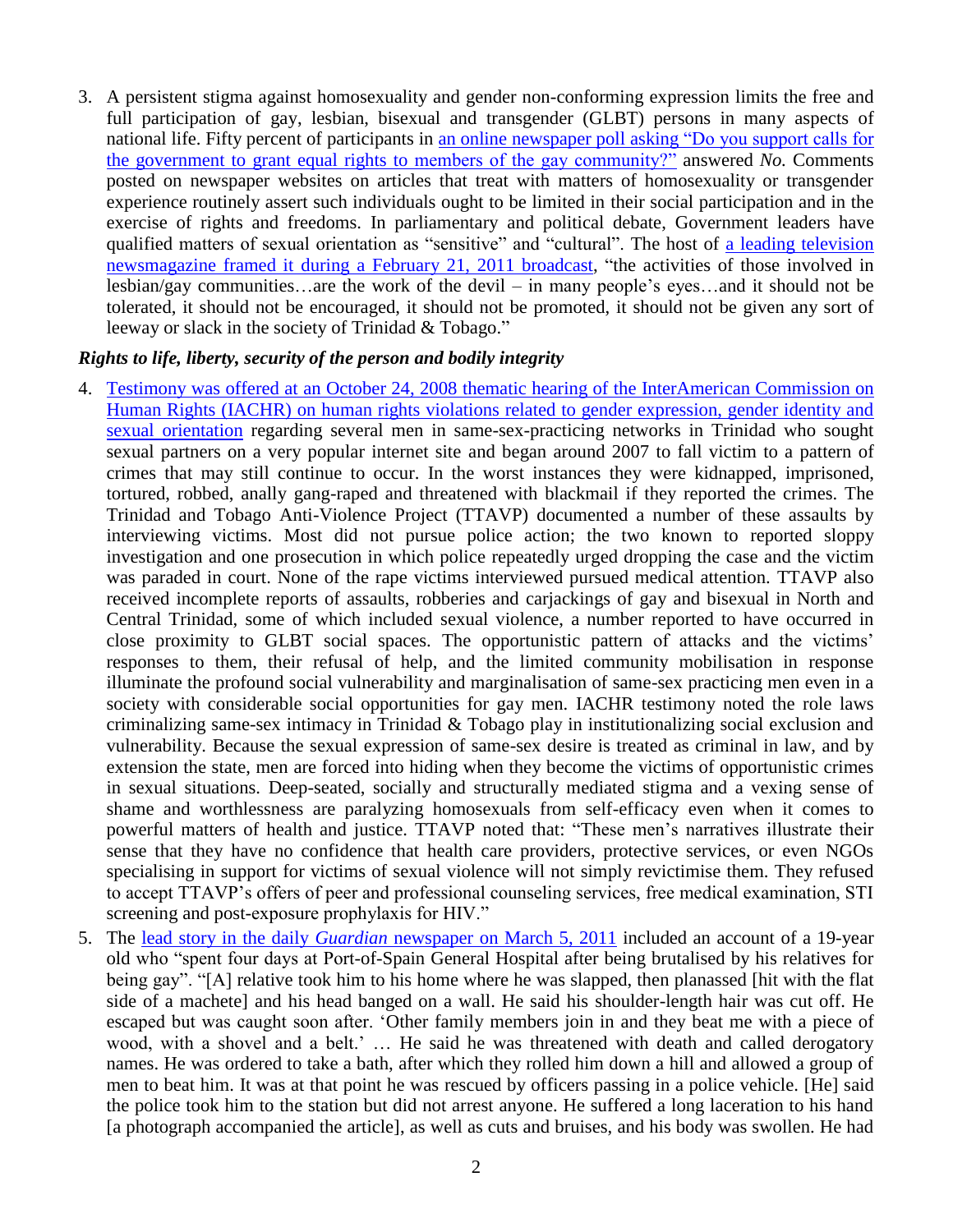3. A persistent stigma against homosexuality and gender non-conforming expression limits the free and full participation of gay, lesbian, bisexual and transgender (GLBT) persons in many aspects of national life. Fifty percent of participants in an online newspaper poll asking "Do you support calls for the government to grant equal rights to members of the gay community?" answered *No.* Comments posted on newspaper websites on articles that treat with matters of homosexuality or transgender experience routinely assert such individuals ought to be limited in their social participation and in the exercise of rights and freedoms. In parliamentary and political debate, Government leaders have qualified matters of sexual orientation as "sensitive" and "cultural". The host of a leading television newsmagazine framed it during a February 21, 2011 broadcast, "the activities of those involved in lesbian/gay communities…are the work of the devil – in many people's eyes…and it should not be tolerated, it should not be encouraged, it should not be promoted, it should not be given any sort of leeway or slack in the society of Trinidad & Tobago."

### *Rights to life, liberty, security of the person and bodily integrity*

4. Testimony was offered at an October 24, 2008 thematic hearing of the InterAmerican Commission on Human Rights (IACHR) on human rights violations related to gender expression, gender identity and sexual orientation regarding several men in same-sex-practicing networks in Trinidad who sought sexual partners on a very popular internet site and began around 2007 to fall victim to a pattern of crimes that may still continue to occur. In the worst instances they were kidnapped, imprisoned, tortured, robbed, anally gang-raped and threatened with blackmail if they reported the crimes. The Trinidad and Tobago Anti-Violence Project (TTAVP) documented a number of these assaults by interviewing victims. Most did not pursue police action; the two known to reported sloppy investigation and one prosecution in which police repeatedly urged dropping the case and the victim was paraded in court. None of the rape victims interviewed pursued medical attention. TTAVP also received incomplete reports of assaults, robberies and carjackings of gay and bisexual in North and Central Trinidad, some of which included sexual violence, a number reported to have occurred in close proximity to GLBT social spaces. The opportunistic pattern of attacks and the victims' responses to them, their refusal of help, and the limited community mobilisation in response illuminate the profound social vulnerability and marginalisation of same-sex practicing men even in a society with considerable social opportunities for gay men. IACHR testimony noted the role laws criminalizing same-sex intimacy in Trinidad & Tobago play in institutionalizing social exclusion and vulnerability. Because the sexual expression of same-sex desire is treated as criminal in law, and by extension the state, men are forced into hiding when they become the victims of opportunistic crimes in sexual situations. Deep-seated, socially and structurally mediated stigma and a vexing sense of shame and worthlessness are paralyzing homosexuals from self-efficacy even when it comes to powerful matters of health and justice. TTAVP noted that: "These men's narratives illustrate their sense that they have no confidence that health care providers, protective services, or even NGOs specialising in support for victims of sexual violence will not simply revictimise them. They refused to accept TTAVP's offers of peer and professional counseling services, free medical examination, STI screening and post-exposure prophylaxis for HIV."

5. The lead story in the daily *Guardian* newspaper on March 5, 2011 included an account of a 19-year old who "spent four days at Port-of-Spain General Hospital after being brutalised by his relatives for being gay". "[A] relative took him to his home where he was slapped, then planassed [hit with the flat side of a machete] and his head banged on a wall. He said his shoulder-length hair was cut off. He escaped but was caught soon after. 'Other family members join in and they beat me with a piece of wood, with a shovel and a belt.' … He said he was threatened with death and called derogatory names. He was ordered to take a bath, after which they rolled him down a hill and allowed a group of men to beat him. It was at that point he was rescued by officers passing in a police vehicle. [He] said the police took him to the station but did not arrest anyone. He suffered a long laceration to his hand [a photograph accompanied the article], as well as cuts and bruises, and his body was swollen. He had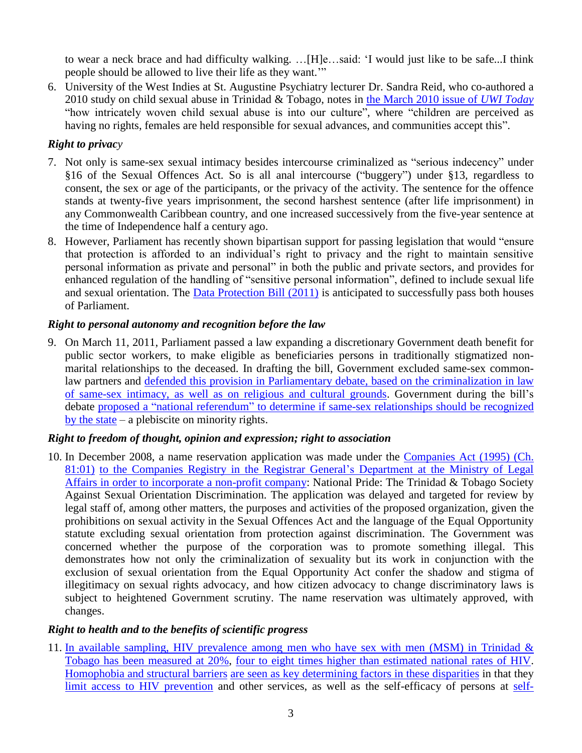to wear a neck brace and had difficulty walking. …[H]e…said: 'I would just like to be safe...I think people should be allowed to live their life as they want.'"

6. University of the West Indies at St. Augustine Psychiatry lecturer Dr. Sandra Reid, who co-authored a 2010 study on child sexual abuse in Trinidad & Tobago, notes in the March 2010 issue of *UWI Today* "how intricately woven child sexual abuse is into our culture", where "children are perceived as having no rights, females are held responsible for sexual advances, and communities accept this".

### *Right to privacy*

7. Not only is same-sex sexual intimacy besides intercourse criminalized as "serious indecency" under §16 of the Sexual Offences Act. So is all anal intercourse ("buggery") under §13, regardless to consent, the sex or age of the participants, or the privacy of the activity. The sentence for the offence stands at twenty-five years imprisonment, the second harshest sentence (after life imprisonment) in any Commonwealth Caribbean country, and one increased successively from the five-year sentence at the time of Independence half a century ago.

8. However, Parliament has recently shown bipartisan support for passing legislation that would "ensure that protection is afforded to an individual's right to privacy and the right to maintain sensitive personal information as private and personal" in both the public and private sectors, and provides for enhanced regulation of the handling of "sensitive personal information", defined to include sexual life and sexual orientation. The Data Protection Bill (2011) is anticipated to successfully pass both houses of Parliament.

### *Right to personal autonomy and recognition before the law*

9. On March 11, 2011, Parliament passed a law expanding a discretionary Government death benefit for public sector workers, to make eligible as beneficiaries persons in traditionally stigmatized non-marital relationships to the deceased. In drafting the bill, Government excluded same-sex common-law partners and defended this provision in Parliamentary debate, based on the criminalization in law of same-sex intimacy, as well as on religious and cultural grounds. Government during the bill's debate proposed a "national referendum" to determine if same-sex relationships should be recognized by the state – a plebiscite on minority rights.

### *Right to freedom of thought, opinion and expression; right to association*

10. In December 2008, a name reservation application was made under the Companies Act (1995) (Ch. 81:01) to the Companies Registry in the Registrar General's Department at the Ministry of Legal Affairs in order to incorporate a non-profit company: National Pride: The Trinidad & Tobago Society Against Sexual Orientation Discrimination. The application was delayed and targeted for review by legal staff of, among other matters, the purposes and activities of the proposed organization, given the prohibitions on sexual activity in the Sexual Offences Act and the language of the Equal Opportunity statute excluding sexual orientation from protection against discrimination. The Government was concerned whether the purpose of the corporation was to promote something illegal. This demonstrates how not only the criminalization of sexuality but its work in conjunction with the exclusion of sexual orientation from the Equal Opportunity Act confer the shadow and stigma of illegitimacy on sexual rights advocacy, and how citizen advocacy to change discriminatory laws is subject to heightened Government scrutiny. The name reservation was ultimately approved, with changes.

### *Right to health and to the benefits of scientific progress*

11. In available sampling, HIV prevalence among men who have sex with men (MSM) in Trinidad & Tobago has been measured at 20%, four to eight times higher than estimated national rates of HIV. Homophobia and structural barriers are seen as key determining factors in these disparities in that they limit access to HIV prevention and other services, as well as the self-efficacy of persons at self-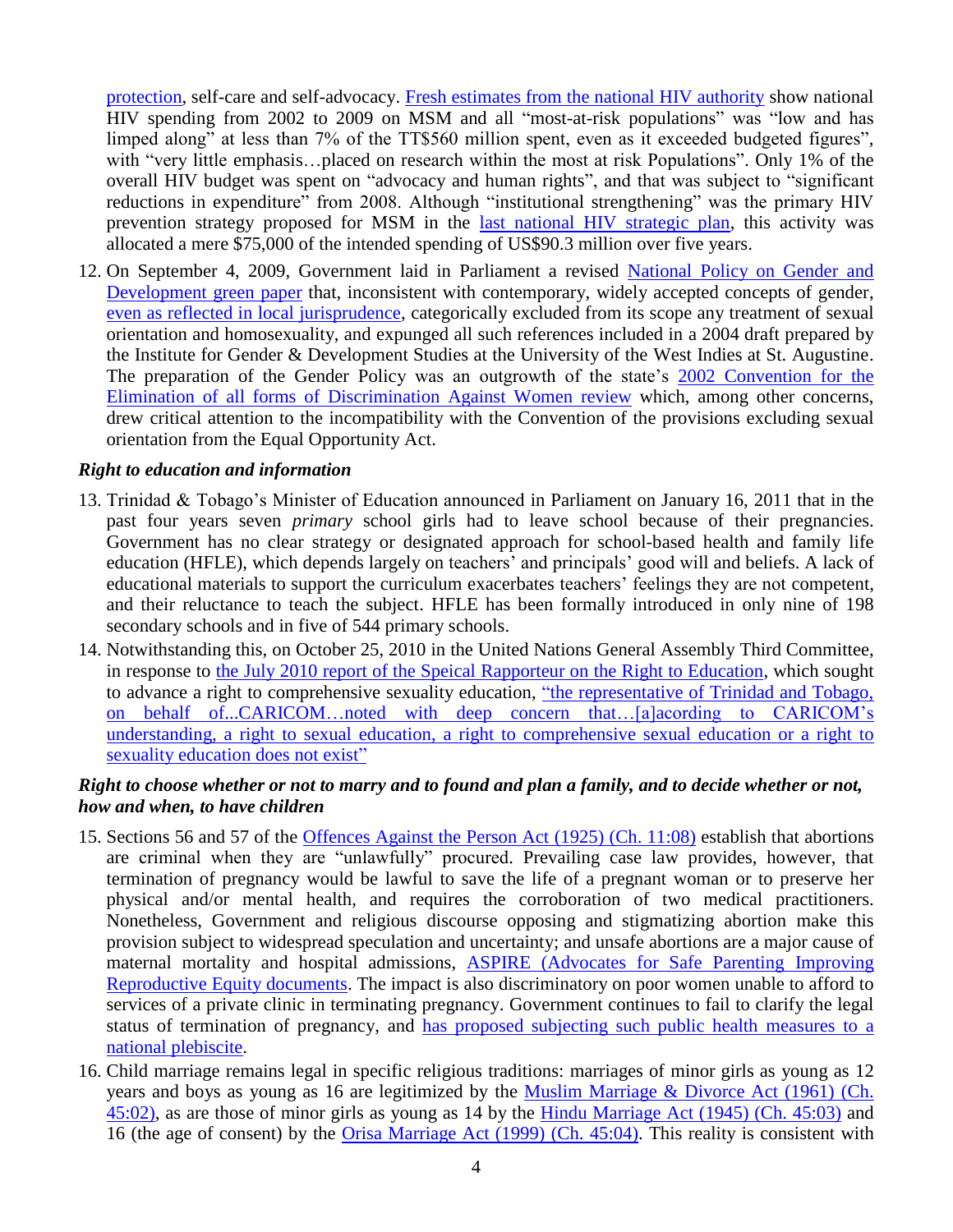protection, self-care and self-advocacy. Fresh estimates from the national HIV authority show national HIV spending from 2002 to 2009 on MSM and all "most-at-risk populations" was "low and has limped along" at less than 7% of the TT$560 million spent, even as it exceeded budgeted figures", with "very little emphasis…placed on research within the most at risk Populations". Only 1% of the overall HIV budget was spent on "advocacy and human rights", and that was subject to "significant reductions in expenditure" from 2008. Although "institutional strengthening" was the primary HIV prevention strategy proposed for MSM in the last national HIV strategic plan, this activity was allocated a mere $75,000 of the intended spending of US$90.3 million over five years.

12. On September 4, 2009, Government laid in Parliament a revised National Policy on Gender and Development green paper that, inconsistent with contemporary, widely accepted concepts of gender, even as reflected in local jurisprudence, categorically excluded from its scope any treatment of sexual orientation and homosexuality, and expunged all such references included in a 2004 draft prepared by the Institute for Gender & Development Studies at the University of the West Indies at St. Augustine. The preparation of the Gender Policy was an outgrowth of the state's 2002 Convention for the Elimination of all forms of Discrimination Against Women review which, among other concerns, drew critical attention to the incompatibility with the Convention of the provisions excluding sexual orientation from the Equal Opportunity Act.

### *Right to education and information*

13. Trinidad & Tobago's Minister of Education announced in Parliament on January 16, 2011 that in the past four years seven *primary* school girls had to leave school because of their pregnancies. Government has no clear strategy or designated approach for school-based health and family life education (HFLE), which depends largely on teachers' and principals' good will and beliefs. A lack of educational materials to support the curriculum exacerbates teachers' feelings they are not competent, and their reluctance to teach the subject. HFLE has been formally introduced in only nine of 198 secondary schools and in five of 544 primary schools.

14. Notwithstanding this, on October 25, 2010 in the United Nations General Assembly Third Committee, in response to the July 2010 report of the Speical Rapporteur on the Right to Education, which sought to advance a right to comprehensive sexuality education, "the representative of Trinidad and Tobago, on behalf of...CARICOM…noted with deep concern that…[a]acording to CARICOM's understanding, a right to sexual education, a right to comprehensive sexual education or a right to sexuality education does not exist"

### *Right to choose whether or not to marry and to found and plan a family, and to decide whether or not, how and when, to have children*

15. Sections 56 and 57 of the Offences Against the Person Act (1925) (Ch. 11:08) establish that abortions are criminal when they are "unlawfully" procured. Prevailing case law provides, however, that termination of pregnancy would be lawful to save the life of a pregnant woman or to preserve her physical and/or mental health, and requires the corroboration of two medical practitioners. Nonetheless, Government and religious discourse opposing and stigmatizing abortion make this provision subject to widespread speculation and uncertainty; and unsafe abortions are a major cause of maternal mortality and hospital admissions, ASPIRE (Advocates for Safe Parenting Improving Reproductive Equity documents. The impact is also discriminatory on poor women unable to afford to services of a private clinic in terminating pregnancy. Government continues to fail to clarify the legal status of termination of pregnancy, and has proposed subjecting such public health measures to a national plebiscite.

16. Child marriage remains legal in specific religious traditions: marriages of minor girls as young as 12 years and boys as young as 16 are legitimized by the Muslim Marriage & Divorce Act (1961) (Ch. 45:02), as are those of minor girls as young as 14 by the Hindu Marriage Act (1945) (Ch. 45:03) and 16 (the age of consent) by the Orisa Marriage Act (1999) (Ch. 45:04). This reality is consistent with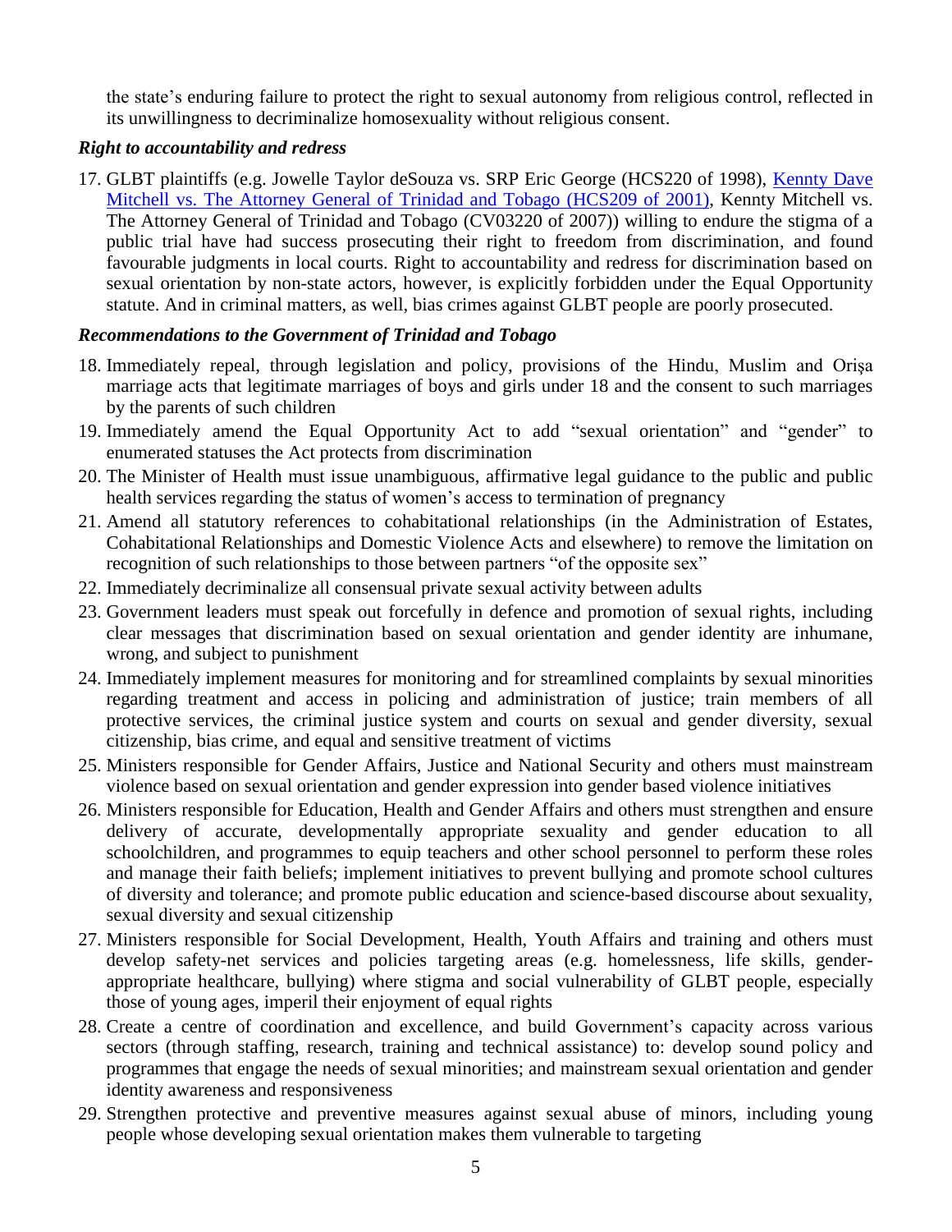the state's enduring failure to protect the right to sexual autonomy from religious control, reflected in its unwillingness to decriminalize homosexuality without religious consent.

### *Right to accountability and redress*

17. GLBT plaintiffs (e.g. Jowelle Taylor deSouza vs. SRP Eric George (HCS220 of 1998), Kennty Dave Mitchell vs. The Attorney General of Trinidad and Tobago (HCS209 of 2001), Kennty Mitchell vs. The Attorney General of Trinidad and Tobago (CV03220 of 2007)) willing to endure the stigma of a public trial have had success prosecuting their right to freedom from discrimination, and found favourable judgments in local courts. Right to accountability and redress for discrimination based on sexual orientation by non-state actors, however, is explicitly forbidden under the Equal Opportunity statute. And in criminal matters, as well, bias crimes against GLBT people are poorly prosecuted.

### *Recommendations to the Government of Trinidad and Tobago*

18. Immediately repeal, through legislation and policy, provisions of the Hindu, Muslim and Orişa marriage acts that legitimate marriages of boys and girls under 18 and the consent to such marriages by the parents of such children
19. Immediately amend the Equal Opportunity Act to add "sexual orientation" and "gender" to enumerated statuses the Act protects from discrimination
20. The Minister of Health must issue unambiguous, affirmative legal guidance to the public and public health services regarding the status of women's access to termination of pregnancy
21. Amend all statutory references to cohabitational relationships (in the Administration of Estates, Cohabitational Relationships and Domestic Violence Acts and elsewhere) to remove the limitation on recognition of such relationships to those between partners "of the opposite sex"
22. Immediately decriminalize all consensual private sexual activity between adults
23. Government leaders must speak out forcefully in defence and promotion of sexual rights, including clear messages that discrimination based on sexual orientation and gender identity are inhumane, wrong, and subject to punishment
24. Immediately implement measures for monitoring and for streamlined complaints by sexual minorities regarding treatment and access in policing and administration of justice; train members of all protective services, the criminal justice system and courts on sexual and gender diversity, sexual citizenship, bias crime, and equal and sensitive treatment of victims
25. Ministers responsible for Gender Affairs, Justice and National Security and others must mainstream violence based on sexual orientation and gender expression into gender based violence initiatives
26. Ministers responsible for Education, Health and Gender Affairs and others must strengthen and ensure delivery of accurate, developmentally appropriate sexuality and gender education to all schoolchildren, and programmes to equip teachers and other school personnel to perform these roles and manage their faith beliefs; implement initiatives to prevent bullying and promote school cultures of diversity and tolerance; and promote public education and science-based discourse about sexuality, sexual diversity and sexual citizenship
27. Ministers responsible for Social Development, Health, Youth Affairs and training and others must develop safety-net services and policies targeting areas (e.g. homelessness, life skills, gender-appropriate healthcare, bullying) where stigma and social vulnerability of GLBT people, especially those of young ages, imperil their enjoyment of equal rights
28. Create a centre of coordination and excellence, and build Government's capacity across various sectors (through staffing, research, training and technical assistance) to: develop sound policy and programmes that engage the needs of sexual minorities; and mainstream sexual orientation and gender identity awareness and responsiveness
29. Strengthen protective and preventive measures against sexual abuse of minors, including young people whose developing sexual orientation makes them vulnerable to targeting